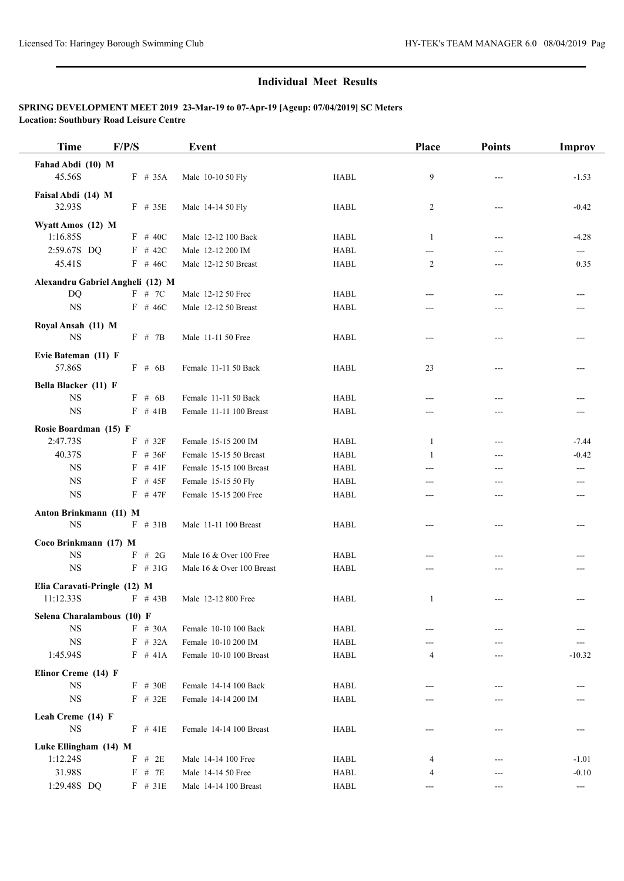## Individual Meet Results

**SPRING DEVELOPMENT MEET 2019 23-Mar-19 to 07-Apr-19 [Ageup: 07/04/2019] SC Meters**
**Location: Southbury Road Leisure Centre**

| Time | F/P/S | Event | | Place | Points | Improv |
|---|---|---|---|---|---|---|
| **Fahad Abdi (10) M** | | | | | | |
| 45.56S | F # 35A | Male 10-10 50 Fly | HABL | 9 | --- | -1.53 |
| **Faisal Abdi (14) M** | | | | | | |
| 32.93S | F # 35E | Male 14-14 50 Fly | HABL | 2 | --- | -0.42 |
| **Wyatt Amos (12) M** | | | | | | |
| 1:16.85S | F # 40C | Male 12-12 100 Back | HABL | 1 | --- | -4.28 |
| 2:59.67S DQ | F # 42C | Male 12-12 200 IM | HABL | --- | --- | --- |
| 45.41S | F # 46C | Male 12-12 50 Breast | HABL | 2 | --- | 0.35 |
| **Alexandru Gabriel Angheli (12) M** | | | | | | |
| DQ | F # 7C | Male 12-12 50 Free | HABL | --- | --- | --- |
| NS | F # 46C | Male 12-12 50 Breast | HABL | --- | --- | --- |
| **Royal Ansah (11) M** | | | | | | |
| NS | F # 7B | Male 11-11 50 Free | HABL | --- | --- | --- |
| **Evie Bateman (11) F** | | | | | | |
| 57.86S | F # 6B | Female 11-11 50 Back | HABL | 23 | --- | --- |
| **Bella Blacker (11) F** | | | | | | |
| NS | F # 6B | Female 11-11 50 Back | HABL | --- | --- | --- |
| NS | F # 41B | Female 11-11 100 Breast | HABL | --- | --- | --- |
| **Rosie Boardman (15) F** | | | | | | |
| 2:47.73S | F # 32F | Female 15-15 200 IM | HABL | 1 | --- | -7.44 |
| 40.37S | F # 36F | Female 15-15 50 Breast | HABL | 1 | --- | -0.42 |
| NS | F # 41F | Female 15-15 100 Breast | HABL | --- | --- | --- |
| NS | F # 45F | Female 15-15 50 Fly | HABL | --- | --- | --- |
| NS | F # 47F | Female 15-15 200 Free | HABL | --- | --- | --- |
| **Anton Brinkmann (11) M** | | | | | | |
| NS | F # 31B | Male 11-11 100 Breast | HABL | --- | --- | --- |
| **Coco Brinkmann (17) M** | | | | | | |
| NS | F # 2G | Male 16 & Over 100 Free | HABL | --- | --- | --- |
| NS | F # 31G | Male 16 & Over 100 Breast | HABL | --- | --- | --- |
| **Elia Caravati-Pringle (12) M** | | | | | | |
| 11:12.33S | F # 43B | Male 12-12 800 Free | HABL | 1 | --- | --- |
| **Selena Charalambous (10) F** | | | | | | |
| NS | F # 30A | Female 10-10 100 Back | HABL | --- | --- | --- |
| NS | F # 32A | Female 10-10 200 IM | HABL | --- | --- | --- |
| 1:45.94S | F # 41A | Female 10-10 100 Breast | HABL | 4 | --- | -10.32 |
| **Elinor Creme (14) F** | | | | | | |
| NS | F # 30E | Female 14-14 100 Back | HABL | --- | --- | --- |
| NS | F # 32E | Female 14-14 200 IM | HABL | --- | --- | --- |
| **Leah Creme (14) F** | | | | | | |
| NS | F # 41E | Female 14-14 100 Breast | HABL | --- | --- | --- |
| **Luke Ellingham (14) M** | | | | | | |
| 1:12.24S | F # 2E | Male 14-14 100 Free | HABL | 4 | --- | -1.01 |
| 31.98S | F # 7E | Male 14-14 50 Free | HABL | 4 | --- | -0.10 |
| 1:29.48S DQ | F # 31E | Male 14-14 100 Breast | HABL | --- | --- | --- |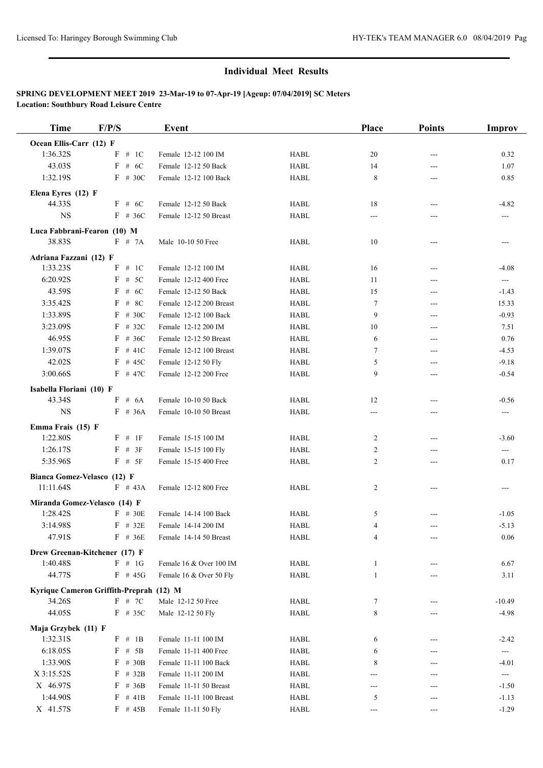## Individual Meet Results

**SPRING DEVELOPMENT MEET 2019 23-Mar-19 to 07-Apr-19 [Ageup: 07/04/2019] SC Meters**
**Location: Southbury Road Leisure Centre**

| Time | F/P/S | Event | | Place | Points | Improv |
|---|---|---|---|---|---|---|
| **Ocean Ellis-Carr (12) F** | | | | | | |
| 1:36.32S | F # 1C | Female 12-12 100 IM | HABL | 20 | --- | 0.32 |
| 43.03S | F # 6C | Female 12-12 50 Back | HABL | 14 | --- | 1.07 |
| 1:32.19S | F # 30C | Female 12-12 100 Back | HABL | 8 | --- | 0.85 |
| **Elena Eyres (12) F** | | | | | | |
| 44.33S | F # 6C | Female 12-12 50 Back | HABL | 18 | --- | -4.82 |
| NS | F # 36C | Female 12-12 50 Breast | HABL | --- | --- | --- |
| **Luca Fabbrani-Fearon (10) M** | | | | | | |
| 38.83S | F # 7A | Male 10-10 50 Free | HABL | 10 | --- | --- |
| **Adriana Fazzani (12) F** | | | | | | |
| 1:33.23S | F # 1C | Female 12-12 100 IM | HABL | 16 | --- | -4.08 |
| 6:20.92S | F # 5C | Female 12-12 400 Free | HABL | 11 | --- | --- |
| 43.59S | F # 6C | Female 12-12 50 Back | HABL | 15 | --- | -1.43 |
| 3:35.42S | F # 8C | Female 12-12 200 Breast | HABL | 7 | --- | 15.33 |
| 1:33.89S | F # 30C | Female 12-12 100 Back | HABL | 9 | --- | -0.93 |
| 3:23.09S | F # 32C | Female 12-12 200 IM | HABL | 10 | --- | 7.51 |
| 46.95S | F # 36C | Female 12-12 50 Breast | HABL | 6 | --- | 0.76 |
| 1:39.07S | F # 41C | Female 12-12 100 Breast | HABL | 7 | --- | -4.53 |
| 42.02S | F # 45C | Female 12-12 50 Fly | HABL | 5 | --- | -9.18 |
| 3:00.66S | F # 47C | Female 12-12 200 Free | HABL | 9 | --- | -0.54 |
| **Isabella Floriani (10) F** | | | | | | |
| 43.34S | F # 6A | Female 10-10 50 Back | HABL | 12 | --- | -0.56 |
| NS | F # 36A | Female 10-10 50 Breast | HABL | --- | --- | --- |
| **Emma Frais (15) F** | | | | | | |
| 1:22.80S | F # 1F | Female 15-15 100 IM | HABL | 2 | --- | -3.60 |
| 1:26.17S | F # 3F | Female 15-15 100 Fly | HABL | 2 | --- | --- |
| 5:35.96S | F # 5F | Female 15-15 400 Free | HABL | 2 | --- | 0.17 |
| **Bianca Gomez-Velasco (12) F** | | | | | | |
| 11:11.64S | F # 43A | Female 12-12 800 Free | HABL | 2 | --- | --- |
| **Miranda Gomez-Velasco (14) F** | | | | | | |
| 1:28.42S | F # 30E | Female 14-14 100 Back | HABL | 5 | --- | -1.05 |
| 3:14.98S | F # 32E | Female 14-14 200 IM | HABL | 4 | --- | -5.13 |
| 47.91S | F # 36E | Female 14-14 50 Breast | HABL | 4 | --- | 0.06 |
| **Drew Greenan-Kitchener (17) F** | | | | | | |
| 1:40.48S | F # 1G | Female 16 & Over 100 IM | HABL | 1 | --- | 6.67 |
| 44.77S | F # 45G | Female 16 & Over 50 Fly | HABL | 1 | --- | 3.11 |
| **Kyrique Cameron Griffith-Preprah (12) M** | | | | | | |
| 34.26S | F # 7C | Male 12-12 50 Free | HABL | 7 | --- | -10.49 |
| 44.05S | F # 35C | Male 12-12 50 Fly | HABL | 8 | --- | -4.98 |
| **Maja Grzybek (11) F** | | | | | | |
| 1:32.31S | F # 1B | Female 11-11 100 IM | HABL | 6 | --- | -2.42 |
| 6:18.05S | F # 5B | Female 11-11 400 Free | HABL | 6 | --- | --- |
| 1:33.90S | F # 30B | Female 11-11 100 Back | HABL | 8 | --- | -4.01 |
| X 3:15.52S | F # 32B | Female 11-11 200 IM | HABL | --- | --- | --- |
| X 46.97S | F # 36B | Female 11-11 50 Breast | HABL | --- | --- | -1.50 |
| 1:44.90S | F # 41B | Female 11-11 100 Breast | HABL | 5 | --- | -1.13 |
| X 41.57S | F # 45B | Female 11-11 50 Fly | HABL | --- | --- | -1.29 |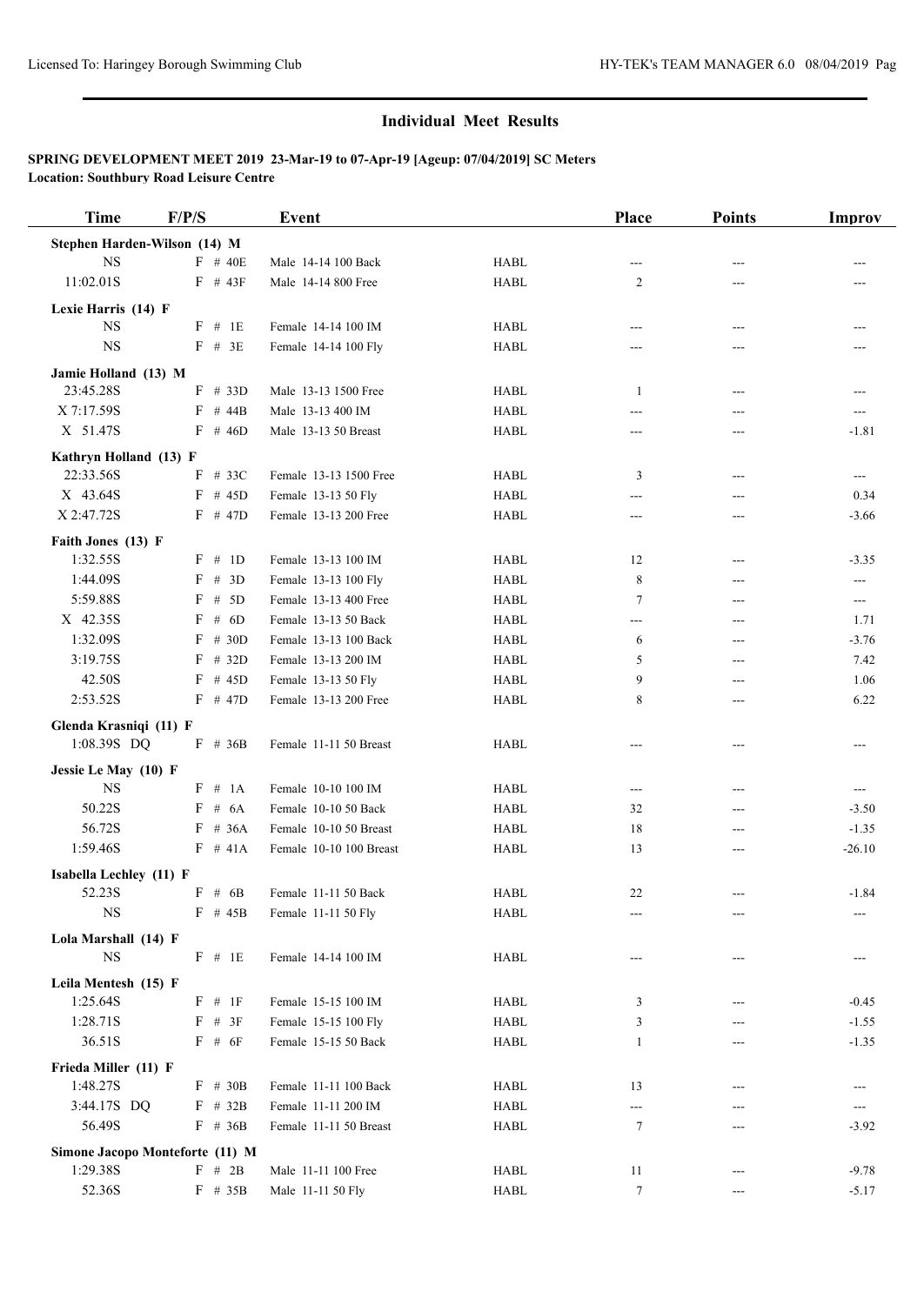## Individual Meet Results

**SPRING DEVELOPMENT MEET 2019 23-Mar-19 to 07-Apr-19 [Ageup: 07/04/2019] SC Meters**
**Location: Southbury Road Leisure Centre**

| Time | F/P/S | Event | | Place | Points | Improv |
|---|---|---|---|---|---|---|
| **Stephen Harden-Wilson (14) M** | | | | | | |
| NS | F # 40E | Male 14-14 100 Back | HABL | --- | --- | --- |
| 11:02.01S | F # 43F | Male 14-14 800 Free | HABL | 2 | --- | --- |
| **Lexie Harris (14) F** | | | | | | |
| NS | F # 1E | Female 14-14 100 IM | HABL | --- | --- | --- |
| NS | F # 3E | Female 14-14 100 Fly | HABL | --- | --- | --- |
| **Jamie Holland (13) M** | | | | | | |
| 23:45.28S | F # 33D | Male 13-13 1500 Free | HABL | 1 | --- | --- |
| X 7:17.59S | F # 44B | Male 13-13 400 IM | HABL | --- | --- | --- |
| X 51.47S | F # 46D | Male 13-13 50 Breast | HABL | --- | --- | -1.81 |
| **Kathryn Holland (13) F** | | | | | | |
| 22:33.56S | F # 33C | Female 13-13 1500 Free | HABL | 3 | --- | --- |
| X 43.64S | F # 45D | Female 13-13 50 Fly | HABL | --- | --- | 0.34 |
| X 2:47.72S | F # 47D | Female 13-13 200 Free | HABL | --- | --- | -3.66 |
| **Faith Jones (13) F** | | | | | | |
| 1:32.55S | F # 1D | Female 13-13 100 IM | HABL | 12 | --- | -3.35 |
| 1:44.09S | F # 3D | Female 13-13 100 Fly | HABL | 8 | --- | --- |
| 5:59.88S | F # 5D | Female 13-13 400 Free | HABL | 7 | --- | --- |
| X 42.35S | F # 6D | Female 13-13 50 Back | HABL | --- | --- | 1.71 |
| 1:32.09S | F # 30D | Female 13-13 100 Back | HABL | 6 | --- | -3.76 |
| 3:19.75S | F # 32D | Female 13-13 200 IM | HABL | 5 | --- | 7.42 |
| 42.50S | F # 45D | Female 13-13 50 Fly | HABL | 9 | --- | 1.06 |
| 2:53.52S | F # 47D | Female 13-13 200 Free | HABL | 8 | --- | 6.22 |
| **Glenda Krasniqi (11) F** | | | | | | |
| 1:08.39S DQ | F # 36B | Female 11-11 50 Breast | HABL | --- | --- | --- |
| **Jessie Le May (10) F** | | | | | | |
| NS | F # 1A | Female 10-10 100 IM | HABL | --- | --- | --- |
| 50.22S | F # 6A | Female 10-10 50 Back | HABL | 32 | --- | -3.50 |
| 56.72S | F # 36A | Female 10-10 50 Breast | HABL | 18 | --- | -1.35 |
| 1:59.46S | F # 41A | Female 10-10 100 Breast | HABL | 13 | --- | -26.10 |
| **Isabella Lechley (11) F** | | | | | | |
| 52.23S | F # 6B | Female 11-11 50 Back | HABL | 22 | --- | -1.84 |
| NS | F # 45B | Female 11-11 50 Fly | HABL | --- | --- | --- |
| **Lola Marshall (14) F** | | | | | | |
| NS | F # 1E | Female 14-14 100 IM | HABL | --- | --- | --- |
| **Leila Mentesh (15) F** | | | | | | |
| 1:25.64S | F # 1F | Female 15-15 100 IM | HABL | 3 | --- | -0.45 |
| 1:28.71S | F # 3F | Female 15-15 100 Fly | HABL | 3 | --- | -1.55 |
| 36.51S | F # 6F | Female 15-15 50 Back | HABL | 1 | --- | -1.35 |
| **Frieda Miller (11) F** | | | | | | |
| 1:48.27S | F # 30B | Female 11-11 100 Back | HABL | 13 | --- | --- |
| 3:44.17S DQ | F # 32B | Female 11-11 200 IM | HABL | --- | --- | --- |
| 56.49S | F # 36B | Female 11-11 50 Breast | HABL | 7 | --- | -3.92 |
| **Simone Jacopo Monteforte (11) M** | | | | | | |
| 1:29.38S | F # 2B | Male 11-11 100 Free | HABL | 11 | --- | -9.78 |
| 52.36S | F # 35B | Male 11-11 50 Fly | HABL | 7 | --- | -5.17 |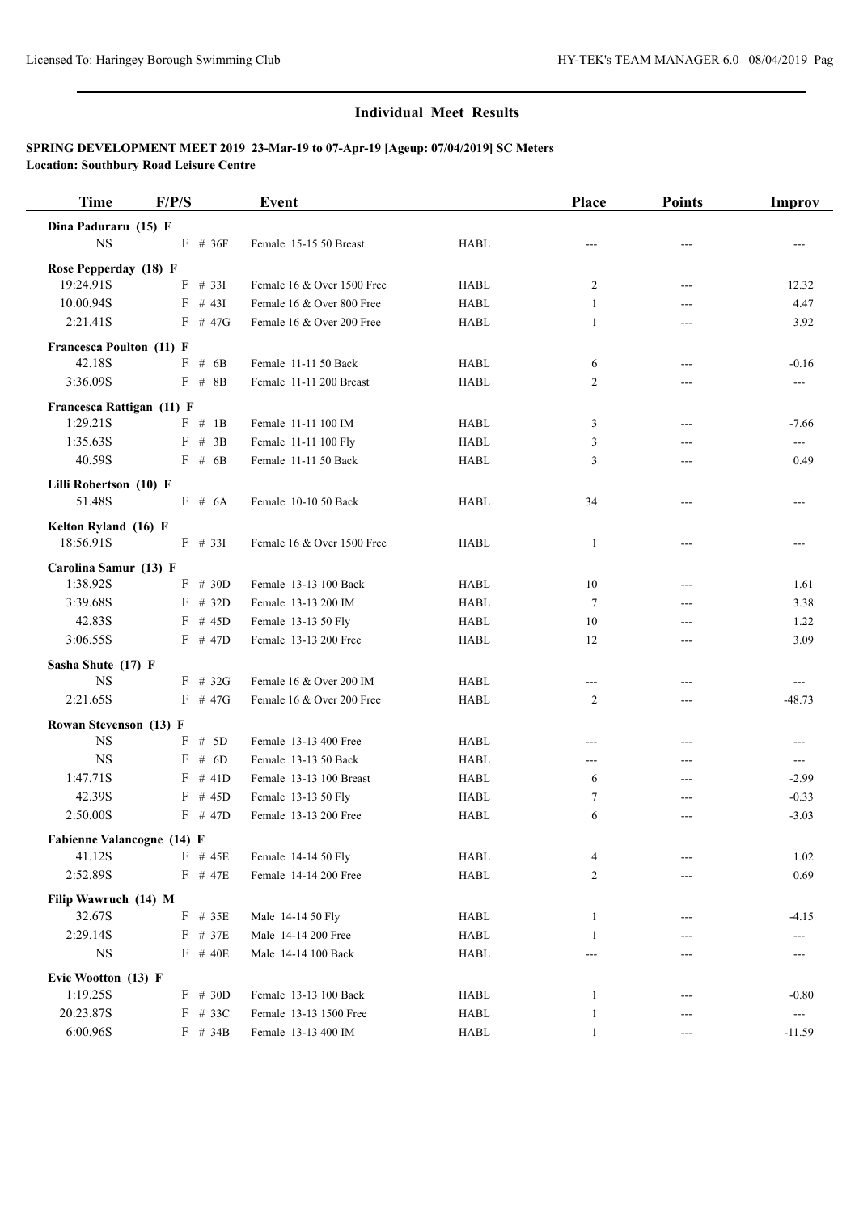## Individual Meet Results

**SPRING DEVELOPMENT MEET 2019 23-Mar-19 to 07-Apr-19 [Ageup: 07/04/2019] SC Meters**
**Location: Southbury Road Leisure Centre**

| Time | F/P/S | Event | | Place | Points | Improv |
|---|---|---|---|---|---|---|
| **Dina Paduraru (15) F** | | | | | | |
| NS | F # 36F | Female 15-15 50 Breast | HABL | --- | --- | --- |
| **Rose Pepperday (18) F** | | | | | | |
| 19:24.91S | F # 33I | Female 16 & Over 1500 Free | HABL | 2 | --- | 12.32 |
| 10:00.94S | F # 43I | Female 16 & Over 800 Free | HABL | 1 | --- | 4.47 |
| 2:21.41S | F # 47G | Female 16 & Over 200 Free | HABL | 1 | --- | 3.92 |
| **Francesca Poulton (11) F** | | | | | | |
| 42.18S | F # 6B | Female 11-11 50 Back | HABL | 6 | --- | -0.16 |
| 3:36.09S | F # 8B | Female 11-11 200 Breast | HABL | 2 | --- | --- |
| **Francesca Rattigan (11) F** | | | | | | |
| 1:29.21S | F # 1B | Female 11-11 100 IM | HABL | 3 | --- | -7.66 |
| 1:35.63S | F # 3B | Female 11-11 100 Fly | HABL | 3 | --- | --- |
| 40.59S | F # 6B | Female 11-11 50 Back | HABL | 3 | --- | 0.49 |
| **Lilli Robertson (10) F** | | | | | | |
| 51.48S | F # 6A | Female 10-10 50 Back | HABL | 34 | --- | --- |
| **Kelton Ryland (16) F** | | | | | | |
| 18:56.91S | F # 33I | Female 16 & Over 1500 Free | HABL | 1 | --- | --- |
| **Carolina Samur (13) F** | | | | | | |
| 1:38.92S | F # 30D | Female 13-13 100 Back | HABL | 10 | --- | 1.61 |
| 3:39.68S | F # 32D | Female 13-13 200 IM | HABL | 7 | --- | 3.38 |
| 42.83S | F # 45D | Female 13-13 50 Fly | HABL | 10 | --- | 1.22 |
| 3:06.55S | F # 47D | Female 13-13 200 Free | HABL | 12 | --- | 3.09 |
| **Sasha Shute (17) F** | | | | | | |
| NS | F # 32G | Female 16 & Over 200 IM | HABL | --- | --- | --- |
| 2:21.65S | F # 47G | Female 16 & Over 200 Free | HABL | 2 | --- | -48.73 |
| **Rowan Stevenson (13) F** | | | | | | |
| NS | F # 5D | Female 13-13 400 Free | HABL | --- | --- | --- |
| NS | F # 6D | Female 13-13 50 Back | HABL | --- | --- | --- |
| 1:47.71S | F # 41D | Female 13-13 100 Breast | HABL | 6 | --- | -2.99 |
| 42.39S | F # 45D | Female 13-13 50 Fly | HABL | 7 | --- | -0.33 |
| 2:50.00S | F # 47D | Female 13-13 200 Free | HABL | 6 | --- | -3.03 |
| **Fabienne Valancogne (14) F** | | | | | | |
| 41.12S | F # 45E | Female 14-14 50 Fly | HABL | 4 | --- | 1.02 |
| 2:52.89S | F # 47E | Female 14-14 200 Free | HABL | 2 | --- | 0.69 |
| **Filip Wawruch (14) M** | | | | | | |
| 32.67S | F # 35E | Male 14-14 50 Fly | HABL | 1 | --- | -4.15 |
| 2:29.14S | F # 37E | Male 14-14 200 Free | HABL | 1 | --- | --- |
| NS | F # 40E | Male 14-14 100 Back | HABL | --- | --- | --- |
| **Evie Wootton (13) F** | | | | | | |
| 1:19.25S | F # 30D | Female 13-13 100 Back | HABL | 1 | --- | -0.80 |
| 20:23.87S | F # 33C | Female 13-13 1500 Free | HABL | 1 | --- | --- |
| 6:00.96S | F # 34B | Female 13-13 400 IM | HABL | 1 | --- | -11.59 |